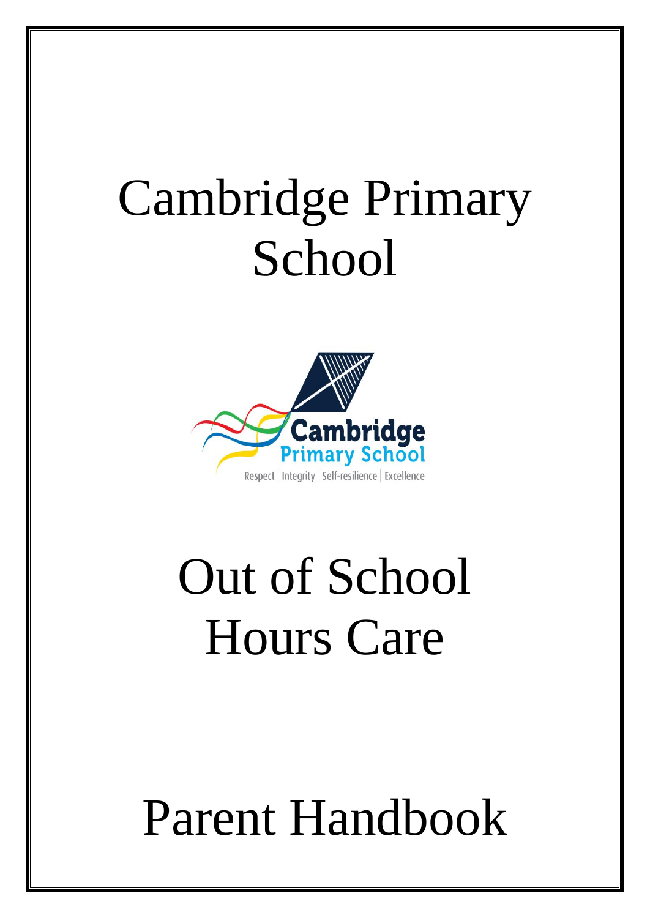# Cambridge Primary School

Cambridge Primary School

Respect | Integrity | Self-resilience | Excellence

# Out of School Hours Care

# Parent Handbook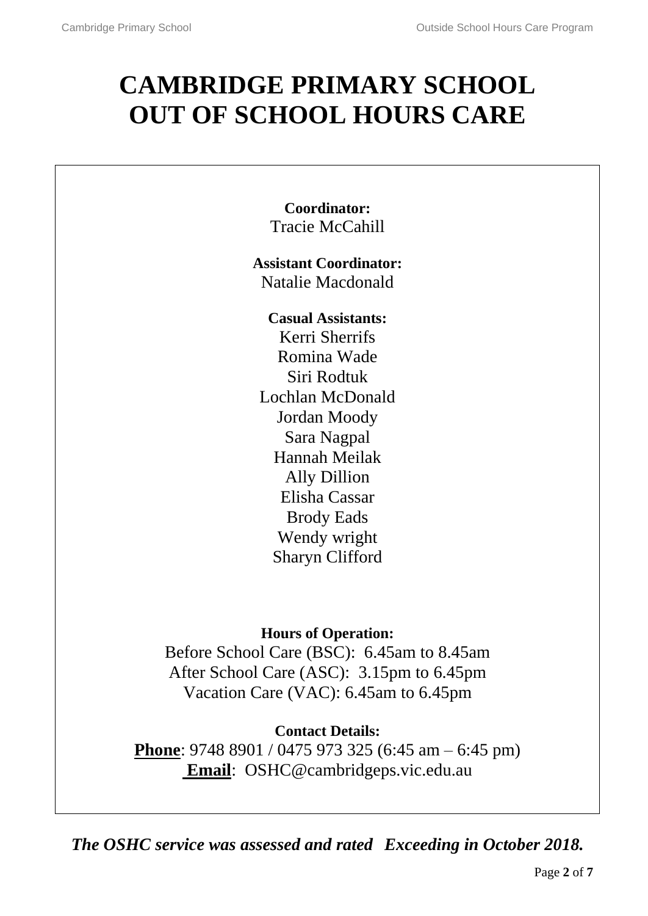# CAMBRIDGE PRIMARY SCHOOL OUT OF SCHOOL HOURS CARE

**Coordinator:**
Tracie McCahill

**Assistant Coordinator:**
Natalie Macdonald

**Casual Assistants:**
Kerri Sherrifs
Romina Wade
Siri Rodtuk
Lochlan McDonald
Jordan Moody
Sara Nagpal
Hannah Meilak
Ally Dillion
Elisha Cassar
Brody Eads
Wendy wright
Sharyn Clifford

**Hours of Operation:**
Before School Care (BSC): 6.45am to 8.45am
After School Care (ASC): 3.15pm to 6.45pm
Vacation Care (VAC): 6.45am to 6.45pm

**Contact Details:**
**Phone**: 9748 8901 / 0475 973 325 (6:45 am – 6:45 pm)
**Email**: OSHC@cambridgeps.vic.edu.au

***The OSHC service was assessed and rated Exceeding in October 2018.***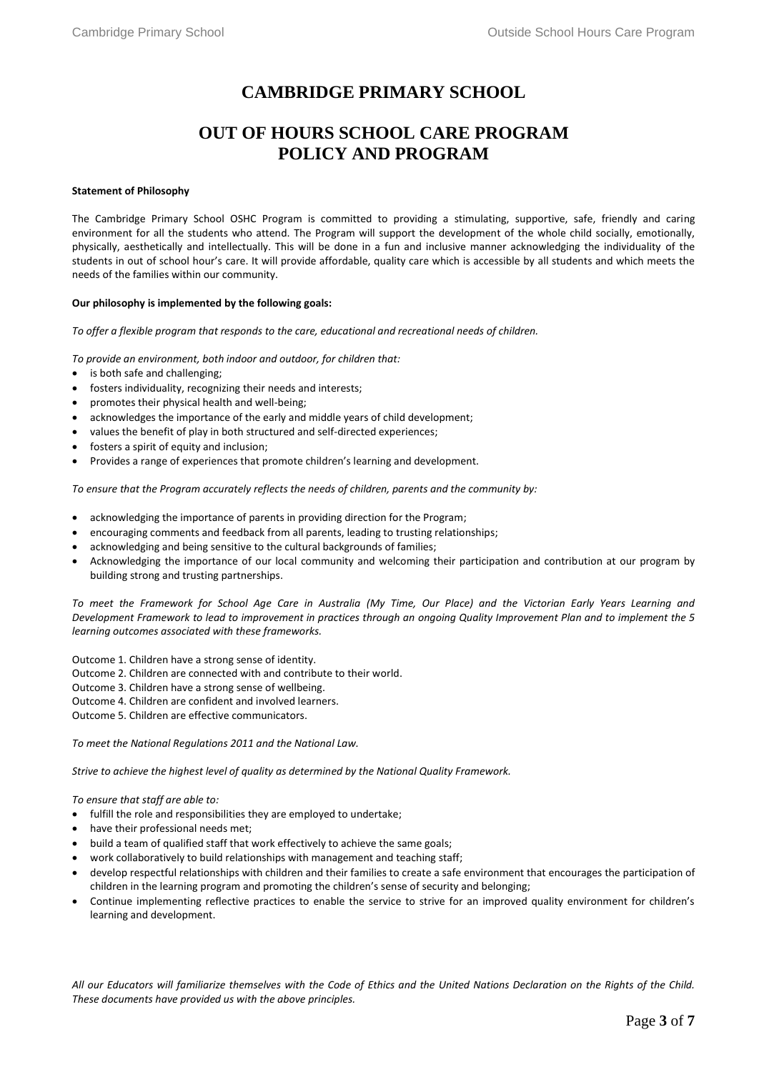# CAMBRIDGE PRIMARY SCHOOL

# OUT OF HOURS SCHOOL CARE PROGRAM POLICY AND PROGRAM

**Statement of Philosophy**

The Cambridge Primary School OSHC Program is committed to providing a stimulating, supportive, safe, friendly and caring environment for all the students who attend. The Program will support the development of the whole child socially, emotionally, physically, aesthetically and intellectually. This will be done in a fun and inclusive manner acknowledging the individuality of the students in out of school hour's care. It will provide affordable, quality care which is accessible by all students and which meets the needs of the families within our community.

**Our philosophy is implemented by the following goals:**

*To offer a flexible program that responds to the care, educational and recreational needs of children.*

*To provide an environment, both indoor and outdoor, for children that:*

- is both safe and challenging;
- fosters individuality, recognizing their needs and interests;
- promotes their physical health and well-being;
- acknowledges the importance of the early and middle years of child development;
- values the benefit of play in both structured and self-directed experiences;
- fosters a spirit of equity and inclusion;
- Provides a range of experiences that promote children's learning and development.

*To ensure that the Program accurately reflects the needs of children, parents and the community by:*

- acknowledging the importance of parents in providing direction for the Program;
- encouraging comments and feedback from all parents, leading to trusting relationships;
- acknowledging and being sensitive to the cultural backgrounds of families;
- Acknowledging the importance of our local community and welcoming their participation and contribution at our program by building strong and trusting partnerships.

*To meet the Framework for School Age Care in Australia (My Time, Our Place) and the Victorian Early Years Learning and Development Framework to lead to improvement in practices through an ongoing Quality Improvement Plan and to implement the 5 learning outcomes associated with these frameworks.*

Outcome 1. Children have a strong sense of identity.
Outcome 2. Children are connected with and contribute to their world.
Outcome 3. Children have a strong sense of wellbeing.
Outcome 4. Children are confident and involved learners.
Outcome 5. Children are effective communicators.

*To meet the National Regulations 2011 and the National Law.*

*Strive to achieve the highest level of quality as determined by the National Quality Framework.*

*To ensure that staff are able to:*

- fulfill the role and responsibilities they are employed to undertake;
- have their professional needs met;
- build a team of qualified staff that work effectively to achieve the same goals;
- work collaboratively to build relationships with management and teaching staff;
- develop respectful relationships with children and their families to create a safe environment that encourages the participation of children in the learning program and promoting the children's sense of security and belonging;
- Continue implementing reflective practices to enable the service to strive for an improved quality environment for children's learning and development.

*All our Educators will familiarize themselves with the Code of Ethics and the United Nations Declaration on the Rights of the Child. These documents have provided us with the above principles.*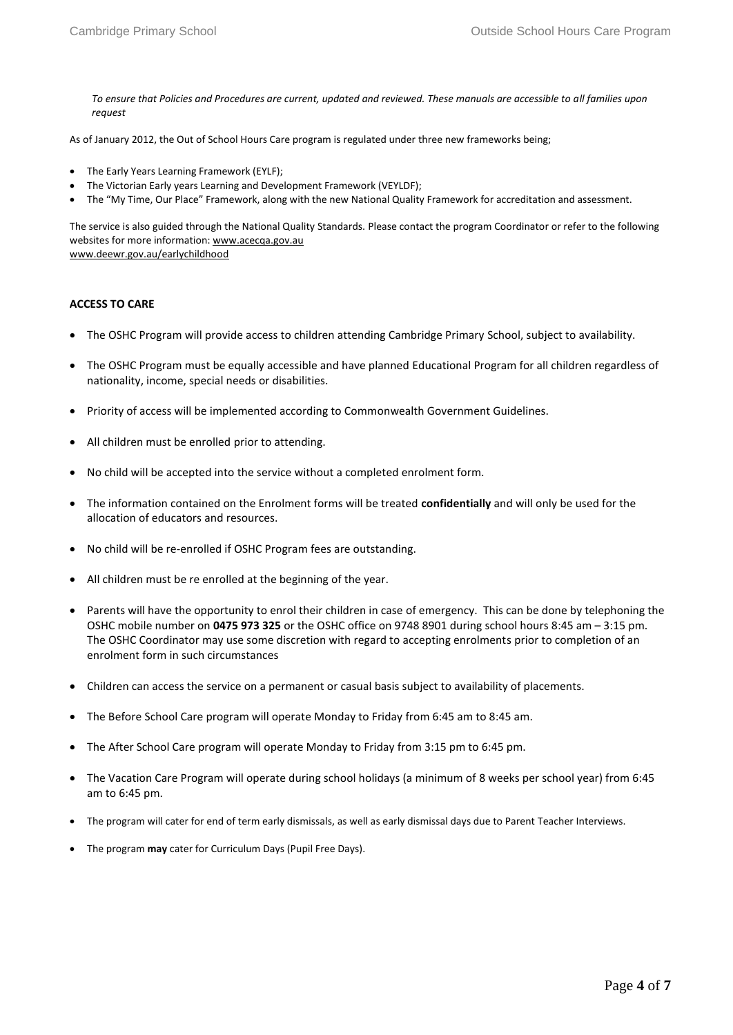*To ensure that Policies and Procedures are current, updated and reviewed. These manuals are accessible to all families upon request*

As of January 2012, the Out of School Hours Care program is regulated under three new frameworks being;

- The Early Years Learning Framework (EYLF);
- The Victorian Early years Learning and Development Framework (VEYLDF);
- The "My Time, Our Place" Framework, along with the new National Quality Framework for accreditation and assessment.

The service is also guided through the National Quality Standards. Please contact the program Coordinator or refer to the following websites for more information: www.acecqa.gov.au
www.deewr.gov.au/earlychildhood

**ACCESS TO CARE**

- The OSHC Program will provide access to children attending Cambridge Primary School, subject to availability.
- The OSHC Program must be equally accessible and have planned Educational Program for all children regardless of nationality, income, special needs or disabilities.
- Priority of access will be implemented according to Commonwealth Government Guidelines.
- All children must be enrolled prior to attending.
- No child will be accepted into the service without a completed enrolment form.
- The information contained on the Enrolment forms will be treated **confidentially** and will only be used for the allocation of educators and resources.
- No child will be re-enrolled if OSHC Program fees are outstanding.
- All children must be re enrolled at the beginning of the year.
- Parents will have the opportunity to enrol their children in case of emergency. This can be done by telephoning the OSHC mobile number on **0475 973 325** or the OSHC office on 9748 8901 during school hours 8:45 am – 3:15 pm. The OSHC Coordinator may use some discretion with regard to accepting enrolments prior to completion of an enrolment form in such circumstances
- Children can access the service on a permanent or casual basis subject to availability of placements.
- The Before School Care program will operate Monday to Friday from 6:45 am to 8:45 am.
- The After School Care program will operate Monday to Friday from 3:15 pm to 6:45 pm.
- The Vacation Care Program will operate during school holidays (a minimum of 8 weeks per school year) from 6:45 am to 6:45 pm.
- The program will cater for end of term early dismissals, as well as early dismissal days due to Parent Teacher Interviews.
- The program **may** cater for Curriculum Days (Pupil Free Days).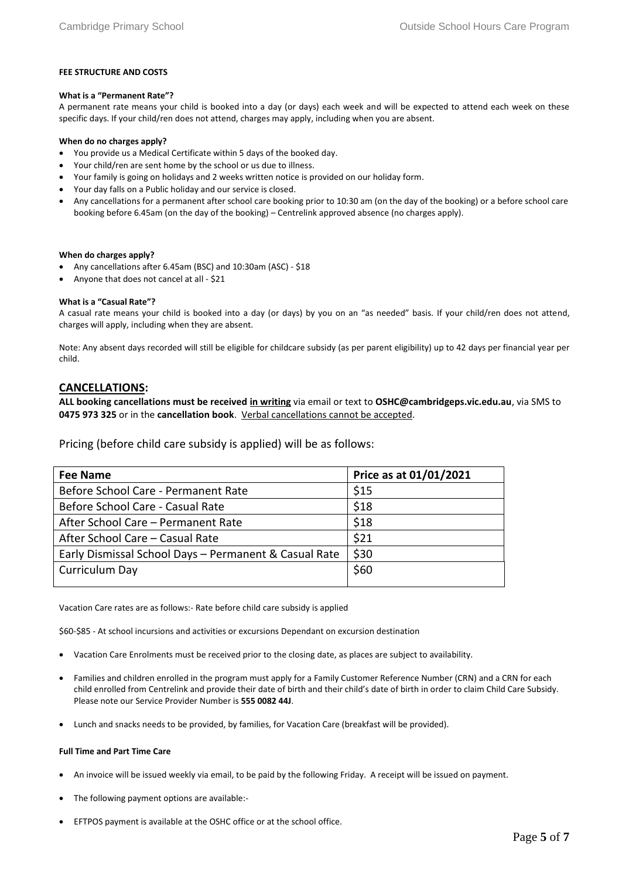**FEE STRUCTURE AND COSTS**

**What is a "Permanent Rate"?**

A permanent rate means your child is booked into a day (or days) each week and will be expected to attend each week on these specific days. If your child/ren does not attend, charges may apply, including when you are absent.

**When do no charges apply?**

- You provide us a Medical Certificate within 5 days of the booked day.
- Your child/ren are sent home by the school or us due to illness.
- Your family is going on holidays and 2 weeks written notice is provided on our holiday form.
- Your day falls on a Public holiday and our service is closed.
- Any cancellations for a permanent after school care booking prior to 10:30 am (on the day of the booking) or a before school care booking before 6.45am (on the day of the booking) – Centrelink approved absence (no charges apply).

**When do charges apply?**

- Any cancellations after 6.45am (BSC) and 10:30am (ASC) - $18
- Anyone that does not cancel at all - $21

**What is a "Casual Rate"?**

A casual rate means your child is booked into a day (or days) by you on an "as needed" basis. If your child/ren does not attend, charges will apply, including when they are absent.

Note: Any absent days recorded will still be eligible for childcare subsidy (as per parent eligibility) up to 42 days per financial year per child.

## CANCELLATIONS:

**ALL booking cancellations must be received in writing via email or text to OSHC@cambridgeps.vic.edu.au, via SMS to 0475 973 325 or in the cancellation book.** Verbal cancellations cannot be accepted.

Pricing (before child care subsidy is applied) will be as follows:

| Fee Name | Price as at 01/01/2021 |
|---|---|
| Before School Care - Permanent Rate | $15 |
| Before School Care - Casual Rate | $18 |
| After School Care – Permanent Rate | $18 |
| After School Care – Casual Rate | $21 |
| Early Dismissal School Days – Permanent & Casual Rate | $30 |
| Curriculum Day | $60 |

Vacation Care rates are as follows:- Rate before child care subsidy is applied

$60-$85 - At school incursions and activities or excursions Dependant on excursion destination

- Vacation Care Enrolments must be received prior to the closing date, as places are subject to availability.
- Families and children enrolled in the program must apply for a Family Customer Reference Number (CRN) and a CRN for each child enrolled from Centrelink and provide their date of birth and their child's date of birth in order to claim Child Care Subsidy. Please note our Service Provider Number is **555 0082 44J**.
- Lunch and snacks needs to be provided, by families, for Vacation Care (breakfast will be provided).

**Full Time and Part Time Care**

- An invoice will be issued weekly via email, to be paid by the following Friday. A receipt will be issued on payment.
- The following payment options are available:-
- EFTPOS payment is available at the OSHC office or at the school office.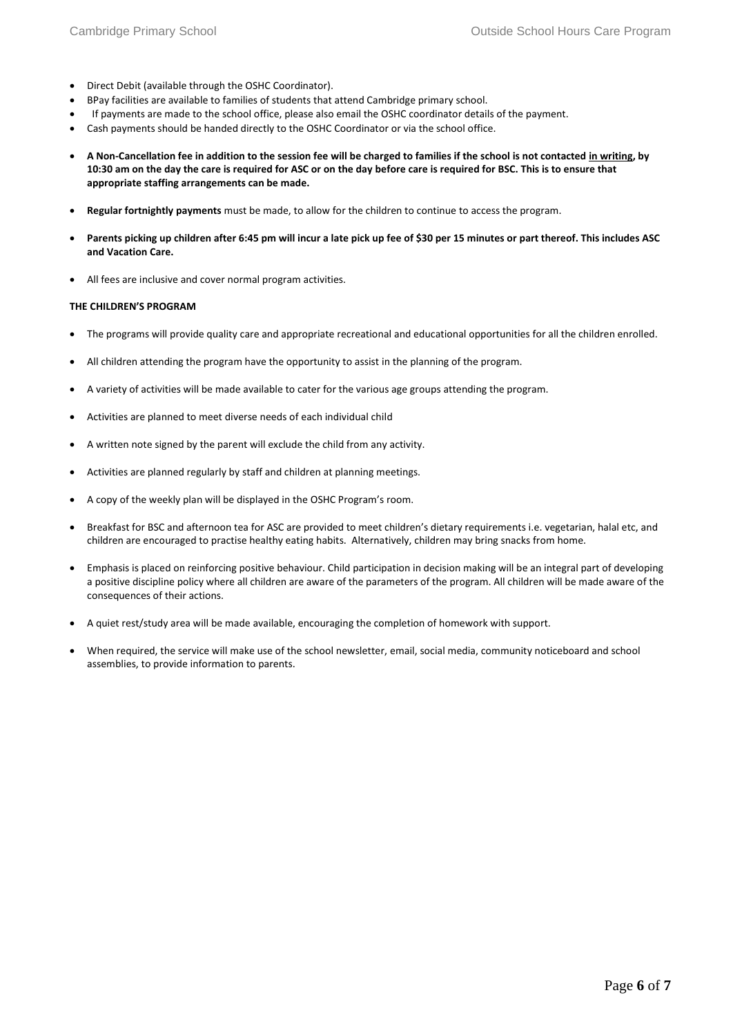- Direct Debit (available through the OSHC Coordinator).
- BPay facilities are available to families of students that attend Cambridge primary school.
- If payments are made to the school office, please also email the OSHC coordinator details of the payment.
- Cash payments should be handed directly to the OSHC Coordinator or via the school office.
- **A Non-Cancellation fee in addition to the session fee will be charged to families if the school is not contacted <u>in writing</u>, by 10:30 am on the day the care is required for ASC or on the day before care is required for BSC. This is to ensure that appropriate staffing arrangements can be made.**
- **Regular fortnightly payments** must be made, to allow for the children to continue to access the program.
- **Parents picking up children after 6:45 pm will incur a late pick up fee of $30 per 15 minutes or part thereof. This includes ASC and Vacation Care.**
- All fees are inclusive and cover normal program activities.

**THE CHILDREN'S PROGRAM**

- The programs will provide quality care and appropriate recreational and educational opportunities for all the children enrolled.
- All children attending the program have the opportunity to assist in the planning of the program.
- A variety of activities will be made available to cater for the various age groups attending the program.
- Activities are planned to meet diverse needs of each individual child
- A written note signed by the parent will exclude the child from any activity.
- Activities are planned regularly by staff and children at planning meetings.
- A copy of the weekly plan will be displayed in the OSHC Program's room.
- Breakfast for BSC and afternoon tea for ASC are provided to meet children's dietary requirements i.e. vegetarian, halal etc, and children are encouraged to practise healthy eating habits. Alternatively, children may bring snacks from home.
- Emphasis is placed on reinforcing positive behaviour. Child participation in decision making will be an integral part of developing a positive discipline policy where all children are aware of the parameters of the program. All children will be made aware of the consequences of their actions.
- A quiet rest/study area will be made available, encouraging the completion of homework with support.
- When required, the service will make use of the school newsletter, email, social media, community noticeboard and school assemblies, to provide information to parents.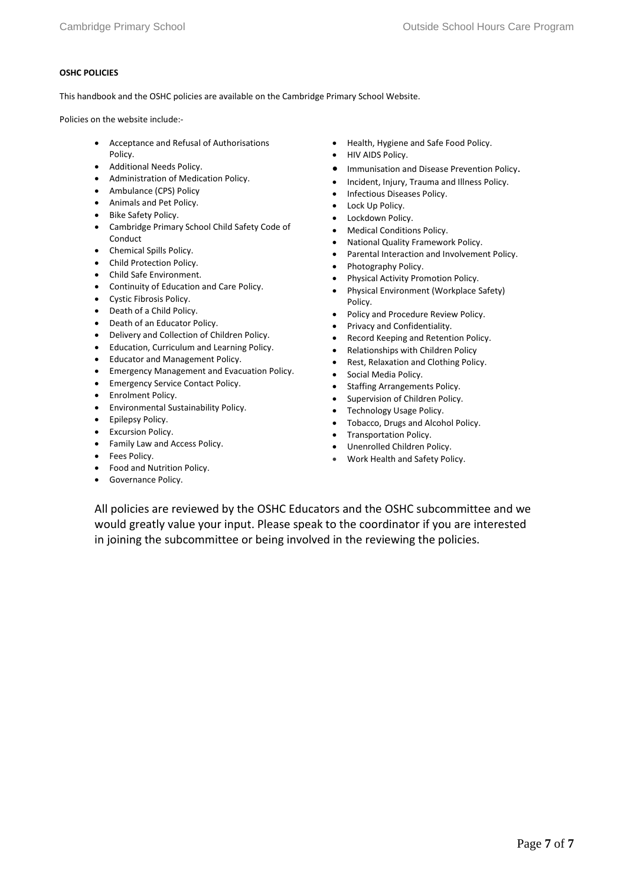**OSHC POLICIES**

This handbook and the OSHC policies are available on the Cambridge Primary School Website.

Policies on the website include:-

- Acceptance and Refusal of Authorisations Policy.
- Additional Needs Policy.
- Administration of Medication Policy.
- Ambulance (CPS) Policy
- Animals and Pet Policy.
- Bike Safety Policy.
- Cambridge Primary School Child Safety Code of Conduct
- Chemical Spills Policy.
- Child Protection Policy.
- Child Safe Environment.
- Continuity of Education and Care Policy.
- Cystic Fibrosis Policy.
- Death of a Child Policy.
- Death of an Educator Policy.
- Delivery and Collection of Children Policy.
- Education, Curriculum and Learning Policy.
- Educator and Management Policy.
- Emergency Management and Evacuation Policy.
- Emergency Service Contact Policy.
- Enrolment Policy.
- Environmental Sustainability Policy.
- Epilepsy Policy.
- Excursion Policy.
- Family Law and Access Policy.
- Fees Policy.
- Food and Nutrition Policy.
- Governance Policy.
- Health, Hygiene and Safe Food Policy.
- HIV AIDS Policy.
- Immunisation and Disease Prevention Policy.
- Incident, Injury, Trauma and Illness Policy.
- Infectious Diseases Policy.
- Lock Up Policy.
- Lockdown Policy.
- Medical Conditions Policy.
- National Quality Framework Policy.
- Parental Interaction and Involvement Policy.
- Photography Policy.
- Physical Activity Promotion Policy.
- Physical Environment (Workplace Safety) Policy.
- Policy and Procedure Review Policy.
- Privacy and Confidentiality.
- Record Keeping and Retention Policy.
- Relationships with Children Policy
- Rest, Relaxation and Clothing Policy.
- Social Media Policy.
- Staffing Arrangements Policy.
- Supervision of Children Policy.
- Technology Usage Policy.
- Tobacco, Drugs and Alcohol Policy.
- Transportation Policy.
- Unenrolled Children Policy.
- Work Health and Safety Policy.

All policies are reviewed by the OSHC Educators and the OSHC subcommittee and we would greatly value your input. Please speak to the coordinator if you are interested in joining the subcommittee or being involved in the reviewing the policies.